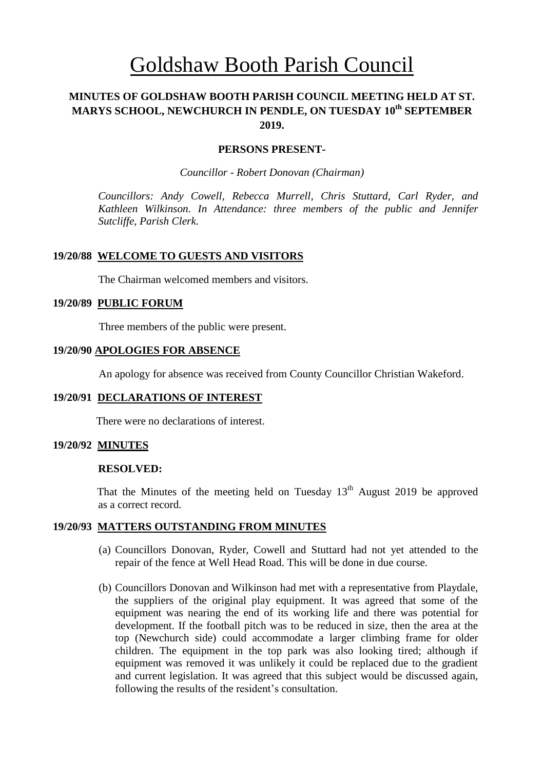# Goldshaw Booth Parish Council

## MINUTES OF GOLDSHAW BOOTH PARISH COUNCIL MEETING HELD AT ST. MARYS SCHOOL, NEWCHURCH IN PENDLE, ON TUESDAY 10th SEPTEMBER 2019.

### PERSONS PRESENT-

*Councillor - Robert Donovan (Chairman)*

*Councillors: Andy Cowell, Rebecca Murrell, Chris Stuttard, Carl Ryder, and Kathleen Wilkinson. In Attendance: three members of the public and Jennifer Sutcliffe, Parish Clerk.*

**19/20/88 WELCOME TO GUESTS AND VISITORS**

The Chairman welcomed members and visitors.

**19/20/89 PUBLIC FORUM**

Three members of the public were present.

**19/20/90 APOLOGIES FOR ABSENCE**

An apology for absence was received from County Councillor Christian Wakeford.

**19/20/91 DECLARATIONS OF INTEREST**

There were no declarations of interest.

**19/20/92 MINUTES**

**RESOLVED:**

That the Minutes of the meeting held on Tuesday 13th August 2019 be approved as a correct record.

**19/20/93 MATTERS OUTSTANDING FROM MINUTES**

(a) Councillors Donovan, Ryder, Cowell and Stuttard had not yet attended to the repair of the fence at Well Head Road. This will be done in due course.

(b) Councillors Donovan and Wilkinson had met with a representative from Playdale, the suppliers of the original play equipment. It was agreed that some of the equipment was nearing the end of its working life and there was potential for development. If the football pitch was to be reduced in size, then the area at the top (Newchurch side) could accommodate a larger climbing frame for older children. The equipment in the top park was also looking tired; although if equipment was removed it was unlikely it could be replaced due to the gradient and current legislation. It was agreed that this subject would be discussed again, following the results of the resident's consultation.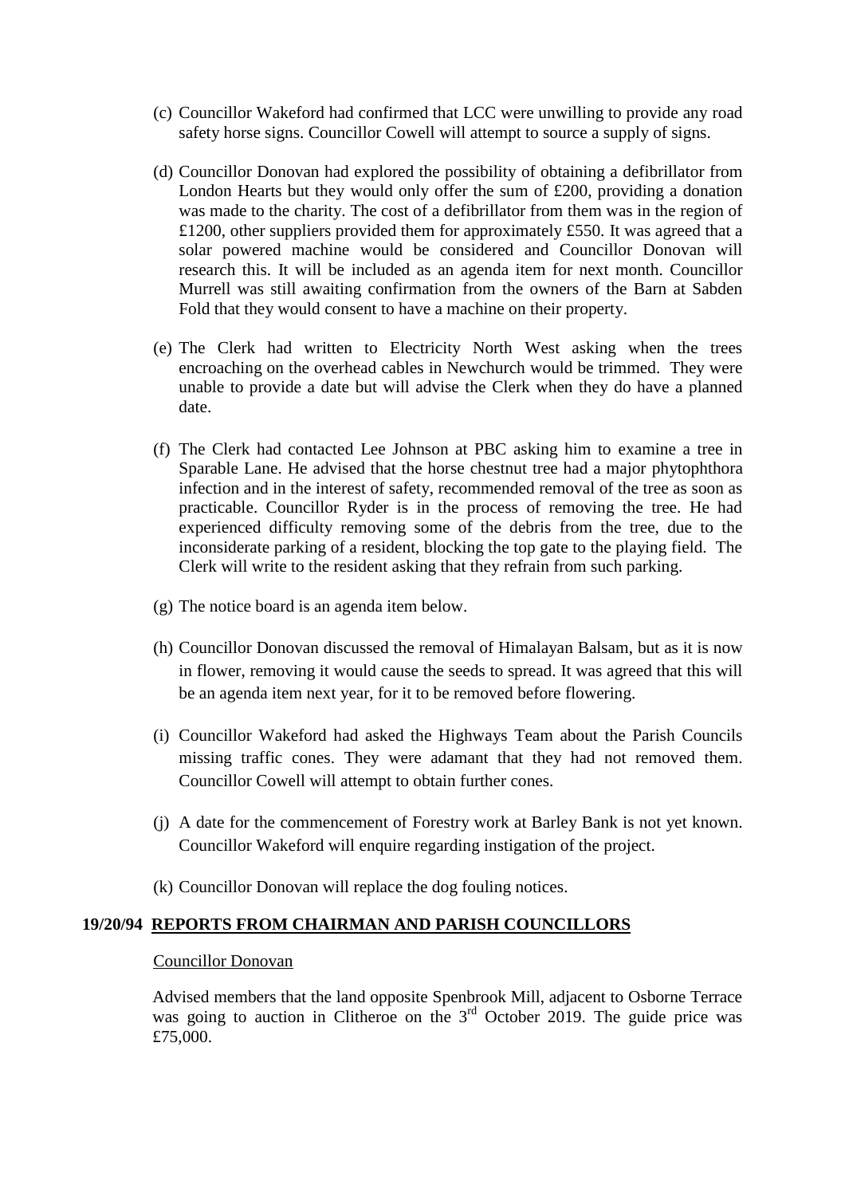(c) Councillor Wakeford had confirmed that LCC were unwilling to provide any road safety horse signs. Councillor Cowell will attempt to source a supply of signs.

(d) Councillor Donovan had explored the possibility of obtaining a defibrillator from London Hearts but they would only offer the sum of £200, providing a donation was made to the charity. The cost of a defibrillator from them was in the region of £1200, other suppliers provided them for approximately £550. It was agreed that a solar powered machine would be considered and Councillor Donovan will research this. It will be included as an agenda item for next month. Councillor Murrell was still awaiting confirmation from the owners of the Barn at Sabden Fold that they would consent to have a machine on their property.

(e) The Clerk had written to Electricity North West asking when the trees encroaching on the overhead cables in Newchurch would be trimmed. They were unable to provide a date but will advise the Clerk when they do have a planned date.

(f) The Clerk had contacted Lee Johnson at PBC asking him to examine a tree in Sparable Lane. He advised that the horse chestnut tree had a major phytophthora infection and in the interest of safety, recommended removal of the tree as soon as practicable. Councillor Ryder is in the process of removing the tree. He had experienced difficulty removing some of the debris from the tree, due to the inconsiderate parking of a resident, blocking the top gate to the playing field. The Clerk will write to the resident asking that they refrain from such parking.

(g) The notice board is an agenda item below.

(h) Councillor Donovan discussed the removal of Himalayan Balsam, but as it is now in flower, removing it would cause the seeds to spread. It was agreed that this will be an agenda item next year, for it to be removed before flowering.

(i) Councillor Wakeford had asked the Highways Team about the Parish Councils missing traffic cones. They were adamant that they had not removed them. Councillor Cowell will attempt to obtain further cones.

(j) A date for the commencement of Forestry work at Barley Bank is not yet known. Councillor Wakeford will enquire regarding instigation of the project.

(k) Councillor Donovan will replace the dog fouling notices.

## 19/20/94 REPORTS FROM CHAIRMAN AND PARISH COUNCILLORS

Councillor Donovan

Advised members that the land opposite Spenbrook Mill, adjacent to Osborne Terrace was going to auction in Clitheroe on the 3rd October 2019. The guide price was £75,000.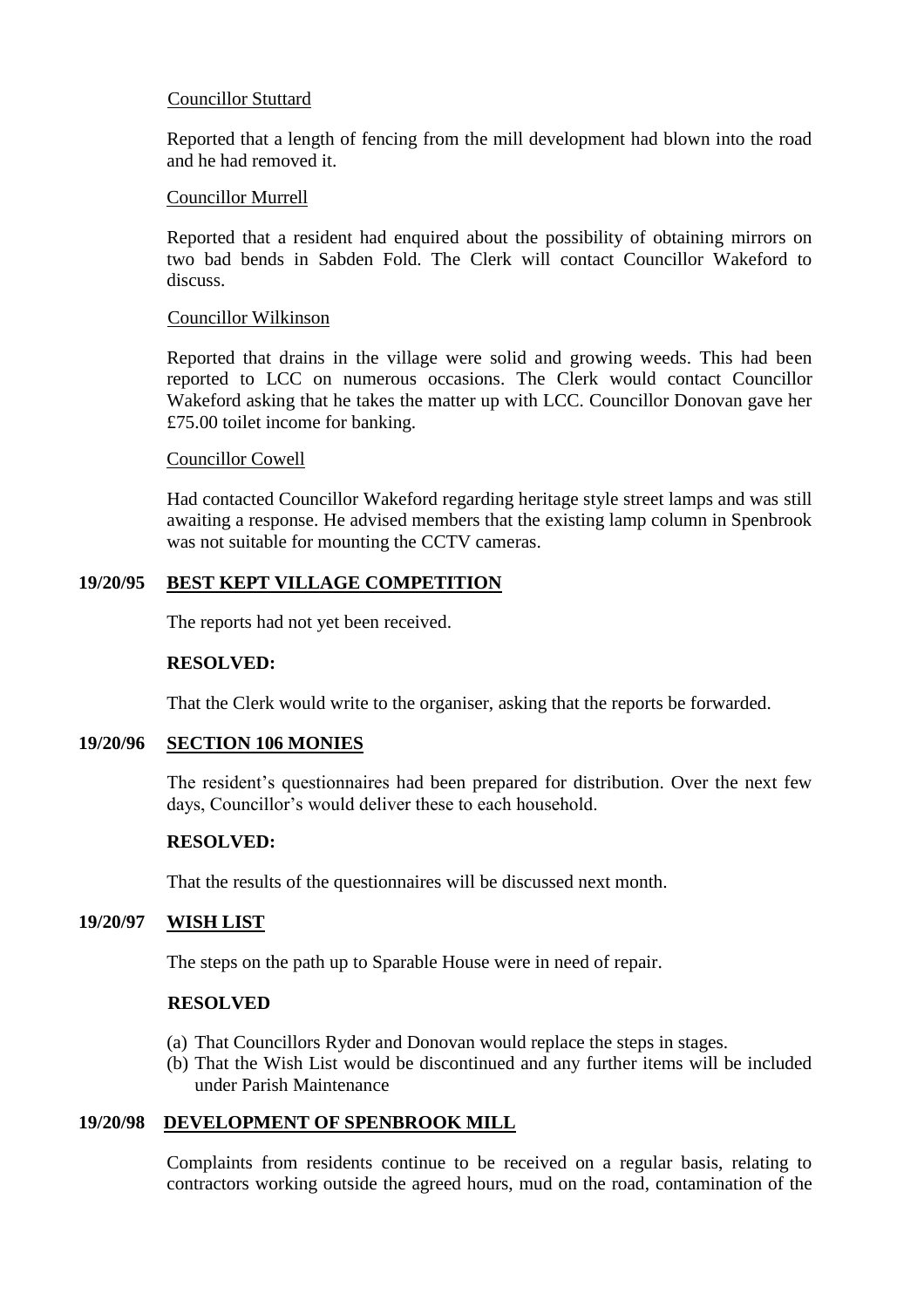Councillor Stuttard

Reported that a length of fencing from the mill development had blown into the road and he had removed it.

Councillor Murrell

Reported that a resident had enquired about the possibility of obtaining mirrors on two bad bends in Sabden Fold. The Clerk will contact Councillor Wakeford to discuss.

Councillor Wilkinson

Reported that drains in the village were solid and growing weeds. This had been reported to LCC on numerous occasions. The Clerk would contact Councillor Wakeford asking that he takes the matter up with LCC. Councillor Donovan gave her £75.00 toilet income for banking.

Councillor Cowell

Had contacted Councillor Wakeford regarding heritage style street lamps and was still awaiting a response. He advised members that the existing lamp column in Spenbrook was not suitable for mounting the CCTV cameras.

**19/20/95 BEST KEPT VILLAGE COMPETITION**

The reports had not yet been received.

**RESOLVED:**

That the Clerk would write to the organiser, asking that the reports be forwarded.

**19/20/96 SECTION 106 MONIES**

The resident's questionnaires had been prepared for distribution. Over the next few days, Councillor's would deliver these to each household.

**RESOLVED:**

That the results of the questionnaires will be discussed next month.

**19/20/97 WISH LIST**

The steps on the path up to Sparable House were in need of repair.

**RESOLVED**

(a) That Councillors Ryder and Donovan would replace the steps in stages.
(b) That the Wish List would be discontinued and any further items will be included under Parish Maintenance

**19/20/98 DEVELOPMENT OF SPENBROOK MILL**

Complaints from residents continue to be received on a regular basis, relating to contractors working outside the agreed hours, mud on the road, contamination of the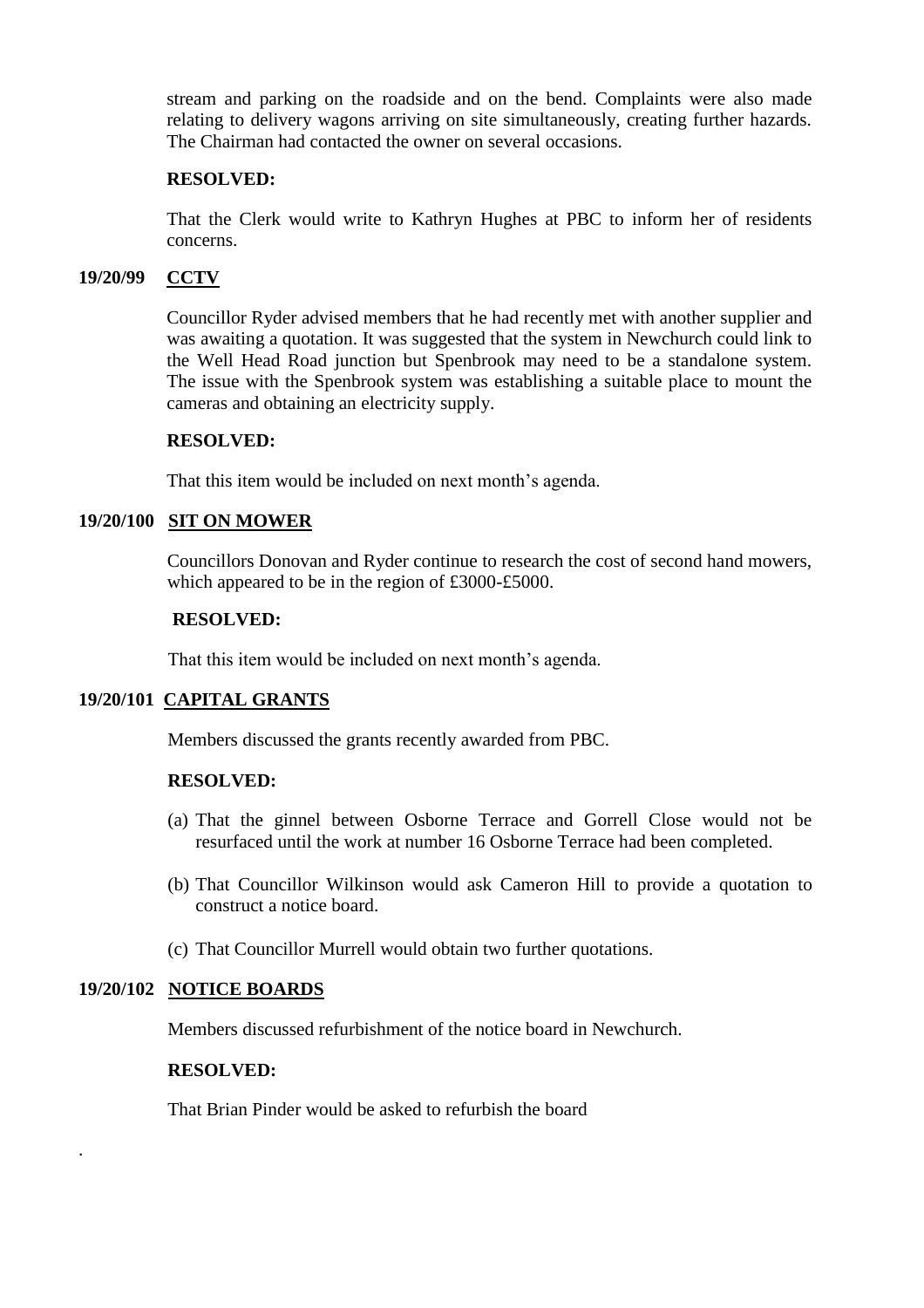stream and parking on the roadside and on the bend. Complaints were also made relating to delivery wagons arriving on site simultaneously, creating further hazards. The Chairman had contacted the owner on several occasions.

**RESOLVED:**

That the Clerk would write to Kathryn Hughes at PBC to inform her of residents concerns.

## 19/20/99 CCTV

Councillor Ryder advised members that he had recently met with another supplier and was awaiting a quotation. It was suggested that the system in Newchurch could link to the Well Head Road junction but Spenbrook may need to be a standalone system. The issue with the Spenbrook system was establishing a suitable place to mount the cameras and obtaining an electricity supply.

**RESOLVED:**

That this item would be included on next month's agenda.

## 19/20/100 SIT ON MOWER

Councillors Donovan and Ryder continue to research the cost of second hand mowers, which appeared to be in the region of £3000-£5000.

**RESOLVED:**

That this item would be included on next month's agenda.

## 19/20/101 CAPITAL GRANTS

Members discussed the grants recently awarded from PBC.

**RESOLVED:**

(a) That the ginnel between Osborne Terrace and Gorrell Close would not be resurfaced until the work at number 16 Osborne Terrace had been completed.

(b) That Councillor Wilkinson would ask Cameron Hill to provide a quotation to construct a notice board.

(c) That Councillor Murrell would obtain two further quotations.

## 19/20/102 NOTICE BOARDS

Members discussed refurbishment of the notice board in Newchurch.

**RESOLVED:**

That Brian Pinder would be asked to refurbish the board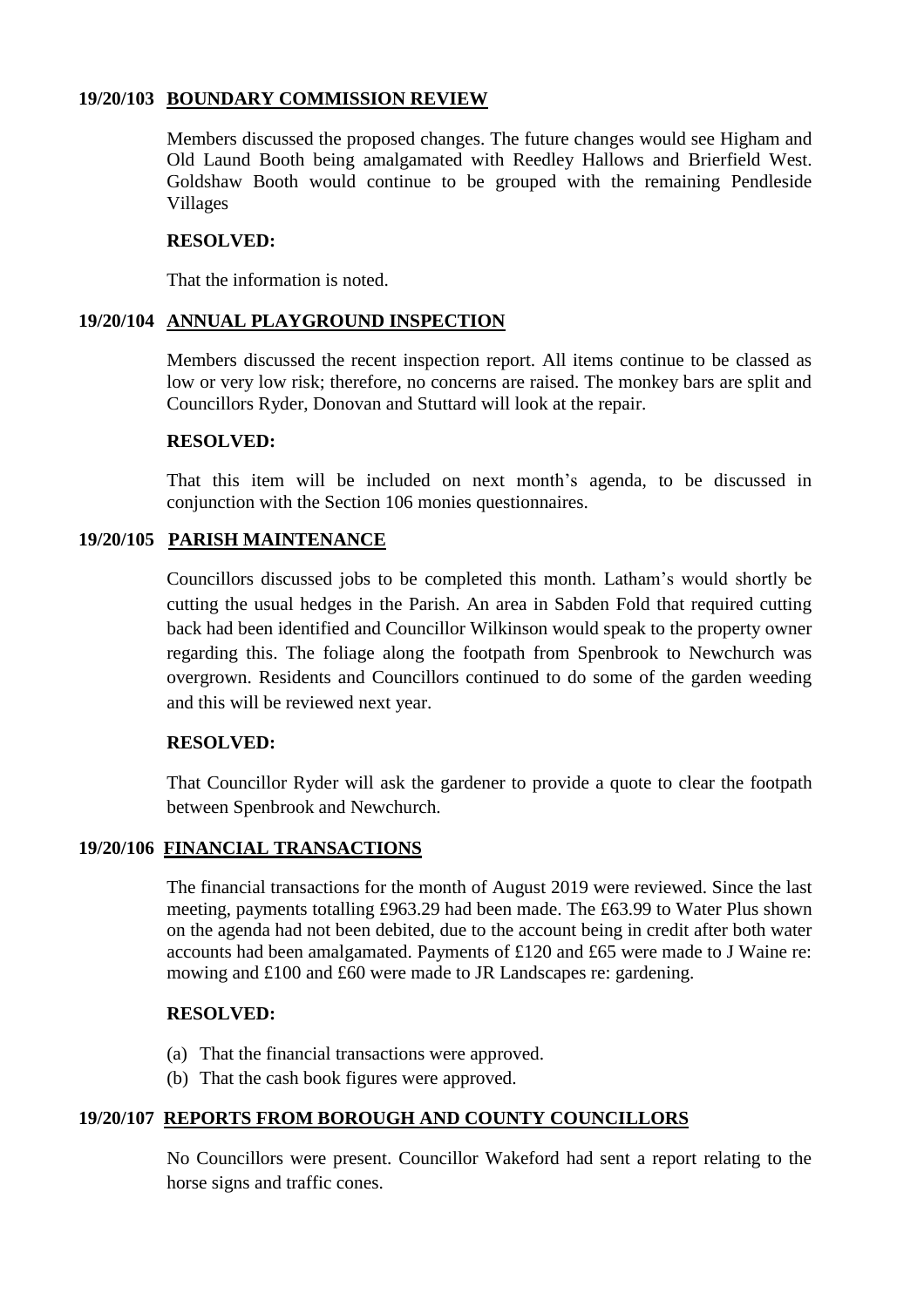**19/20/103 BOUNDARY COMMISSION REVIEW**

Members discussed the proposed changes. The future changes would see Higham and Old Laund Booth being amalgamated with Reedley Hallows and Brierfield West. Goldshaw Booth would continue to be grouped with the remaining Pendleside Villages

**RESOLVED:**

That the information is noted.

**19/20/104 ANNUAL PLAYGROUND INSPECTION**

Members discussed the recent inspection report. All items continue to be classed as low or very low risk; therefore, no concerns are raised. The monkey bars are split and Councillors Ryder, Donovan and Stuttard will look at the repair.

**RESOLVED:**

That this item will be included on next month's agenda, to be discussed in conjunction with the Section 106 monies questionnaires.

**19/20/105 PARISH MAINTENANCE**

Councillors discussed jobs to be completed this month. Latham's would shortly be cutting the usual hedges in the Parish. An area in Sabden Fold that required cutting back had been identified and Councillor Wilkinson would speak to the property owner regarding this. The foliage along the footpath from Spenbrook to Newchurch was overgrown. Residents and Councillors continued to do some of the garden weeding and this will be reviewed next year.

**RESOLVED:**

That Councillor Ryder will ask the gardener to provide a quote to clear the footpath between Spenbrook and Newchurch.

**19/20/106 FINANCIAL TRANSACTIONS**

The financial transactions for the month of August 2019 were reviewed. Since the last meeting, payments totalling £963.29 had been made. The £63.99 to Water Plus shown on the agenda had not been debited, due to the account being in credit after both water accounts had been amalgamated. Payments of £120 and £65 were made to J Waine re: mowing and £100 and £60 were made to JR Landscapes re: gardening.

**RESOLVED:**

(a) That the financial transactions were approved.
(b) That the cash book figures were approved.

**19/20/107 REPORTS FROM BOROUGH AND COUNTY COUNCILLORS**

No Councillors were present. Councillor Wakeford had sent a report relating to the horse signs and traffic cones.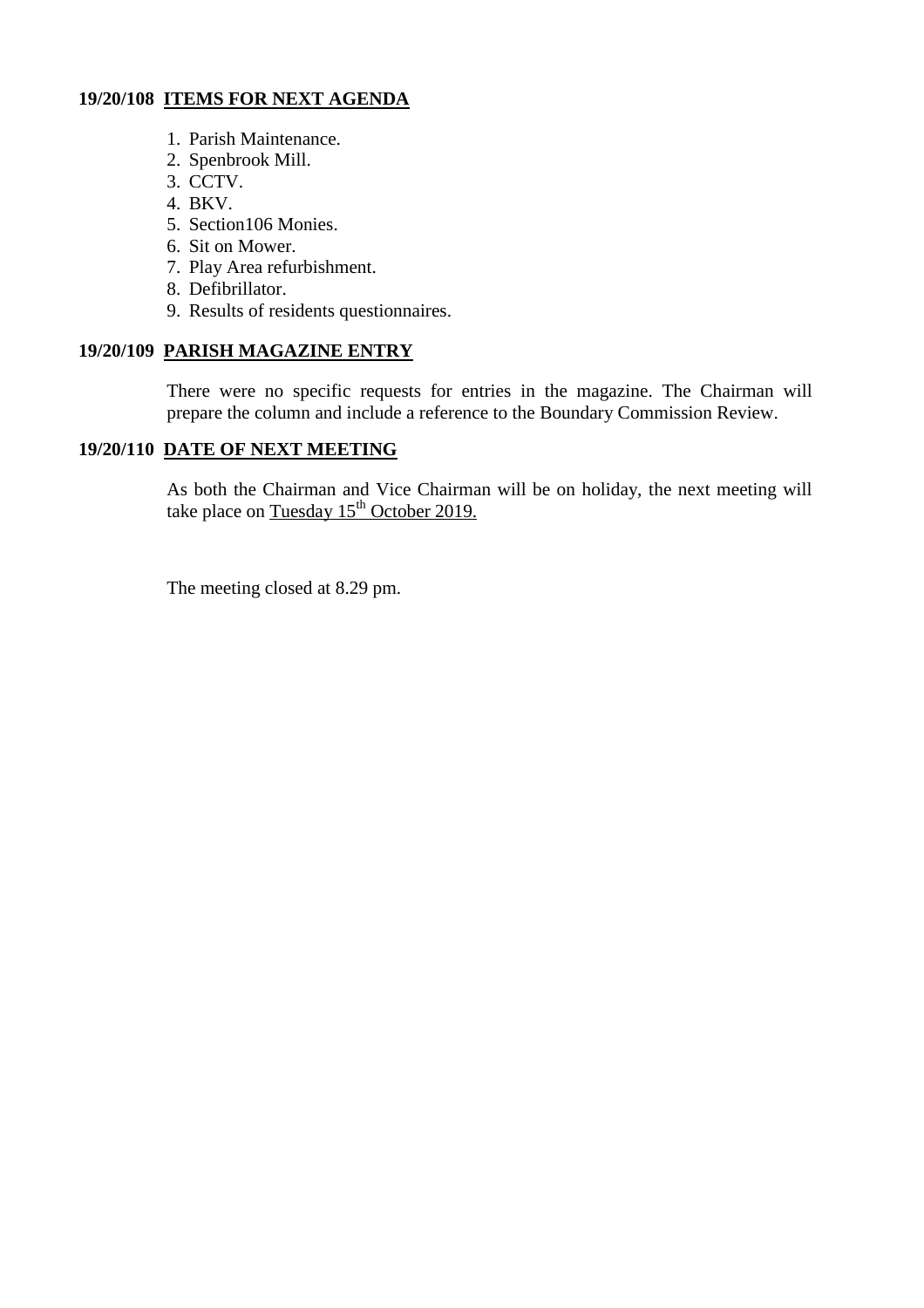**19/20/108 ITEMS FOR NEXT AGENDA**

1. Parish Maintenance.
2. Spenbrook Mill.
3. CCTV.
4. BKV.
5. Section106 Monies.
6. Sit on Mower.
7. Play Area refurbishment.
8. Defibrillator.
9. Results of residents questionnaires.

**19/20/109 PARISH MAGAZINE ENTRY**

There were no specific requests for entries in the magazine. The Chairman will prepare the column and include a reference to the Boundary Commission Review.

**19/20/110 DATE OF NEXT MEETING**

As both the Chairman and Vice Chairman will be on holiday, the next meeting will take place on Tuesday 15th October 2019.

The meeting closed at 8.29 pm.